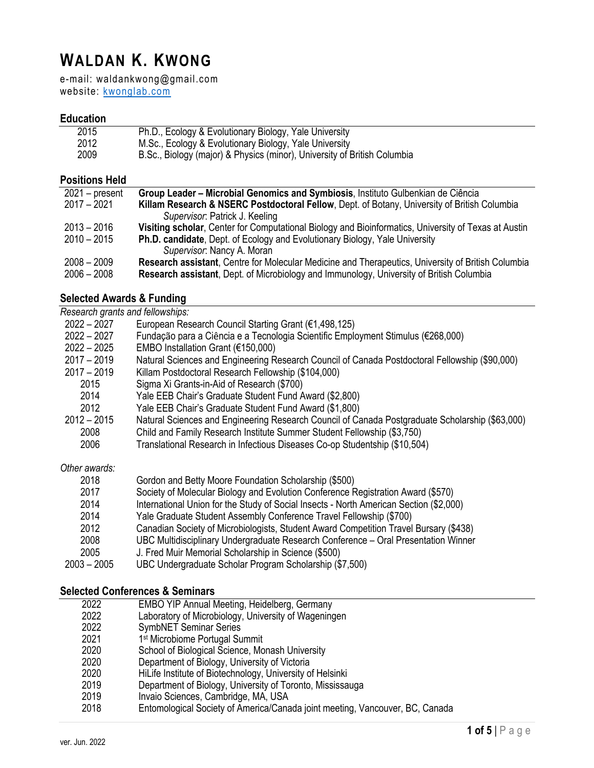# WALDAN K. KWONG

e-mail: waldankwong@gmail.com
website: [kwonglab.com](kwonglab.com)

## Education

| | |
|---|---|
| 2015 | Ph.D., Ecology & Evolutionary Biology, Yale University |
| 2012 | M.Sc., Ecology & Evolutionary Biology, Yale University |
| 2009 | B.Sc., Biology (major) & Physics (minor), University of British Columbia |

## Positions Held

| | |
|---|---|
| 2021 – present | **Group Leader – Microbial Genomics and Symbiosis**, Instituto Gulbenkian de Ciência |
| 2017 – 2021 | **Killam Research & NSERC Postdoctoral Fellow**, Dept. of Botany, University of British Columbia<br>*Supervisor*: Patrick J. Keeling |
| 2013 – 2016 | **Visiting scholar**, Center for Computational Biology and Bioinformatics, University of Texas at Austin |
| 2010 – 2015 | **Ph.D. candidate**, Dept. of Ecology and Evolutionary Biology, Yale University<br>*Supervisor*: Nancy A. Moran |
| 2008 – 2009 | **Research assistant**, Centre for Molecular Medicine and Therapeutics, University of British Columbia |
| 2006 – 2008 | **Research assistant**, Dept. of Microbiology and Immunology, University of British Columbia |

## Selected Awards & Funding

*Research grants and fellowships:*

| | |
|---|---|
| 2022 – 2027 | European Research Council Starting Grant (€1,498,125) |
| 2022 – 2027 | Fundação para a Ciência e a Tecnologia Scientific Employment Stimulus (€268,000) |
| 2022 – 2025 | EMBO Installation Grant (€150,000) |
| 2017 – 2019 | Natural Sciences and Engineering Research Council of Canada Postdoctoral Fellowship ($90,000) |
| 2017 – 2019 | Killam Postdoctoral Research Fellowship ($104,000) |
| 2015 | Sigma Xi Grants-in-Aid of Research ($700) |
| 2014 | Yale EEB Chair's Graduate Student Fund Award ($2,800) |
| 2012 | Yale EEB Chair's Graduate Student Fund Award ($1,800) |
| 2012 – 2015 | Natural Sciences and Engineering Research Council of Canada Postgraduate Scholarship ($63,000) |
| 2008 | Child and Family Research Institute Summer Student Fellowship ($3,750) |
| 2006 | Translational Research in Infectious Diseases Co-op Studentship ($10,504) |

*Other awards:*

| | |
|---|---|
| 2018 | Gordon and Betty Moore Foundation Scholarship ($500) |
| 2017 | Society of Molecular Biology and Evolution Conference Registration Award ($570) |
| 2014 | International Union for the Study of Social Insects - North American Section ($2,000) |
| 2014 | Yale Graduate Student Assembly Conference Travel Fellowship ($700) |
| 2012 | Canadian Society of Microbiologists, Student Award Competition Travel Bursary ($438) |
| 2008 | UBC Multidisciplinary Undergraduate Research Conference – Oral Presentation Winner |
| 2005 | J. Fred Muir Memorial Scholarship in Science ($500) |
| 2003 – 2005 | UBC Undergraduate Scholar Program Scholarship ($7,500) |

## Selected Conferences & Seminars

| | |
|---|---|
| 2022 | EMBO YIP Annual Meeting, Heidelberg, Germany |
| 2022 | Laboratory of Microbiology, University of Wageningen |
| 2022 | SymbNET Seminar Series |
| 2021 | 1st Microbiome Portugal Summit |
| 2020 | School of Biological Science, Monash University |
| 2020 | Department of Biology, University of Victoria |
| 2020 | HiLife Institute of Biotechnology, University of Helsinki |
| 2019 | Department of Biology, University of Toronto, Mississauga |
| 2019 | Invaio Sciences, Cambridge, MA, USA |
| 2018 | Entomological Society of America/Canada joint meeting, Vancouver, BC, Canada |

ver. Jun. 2022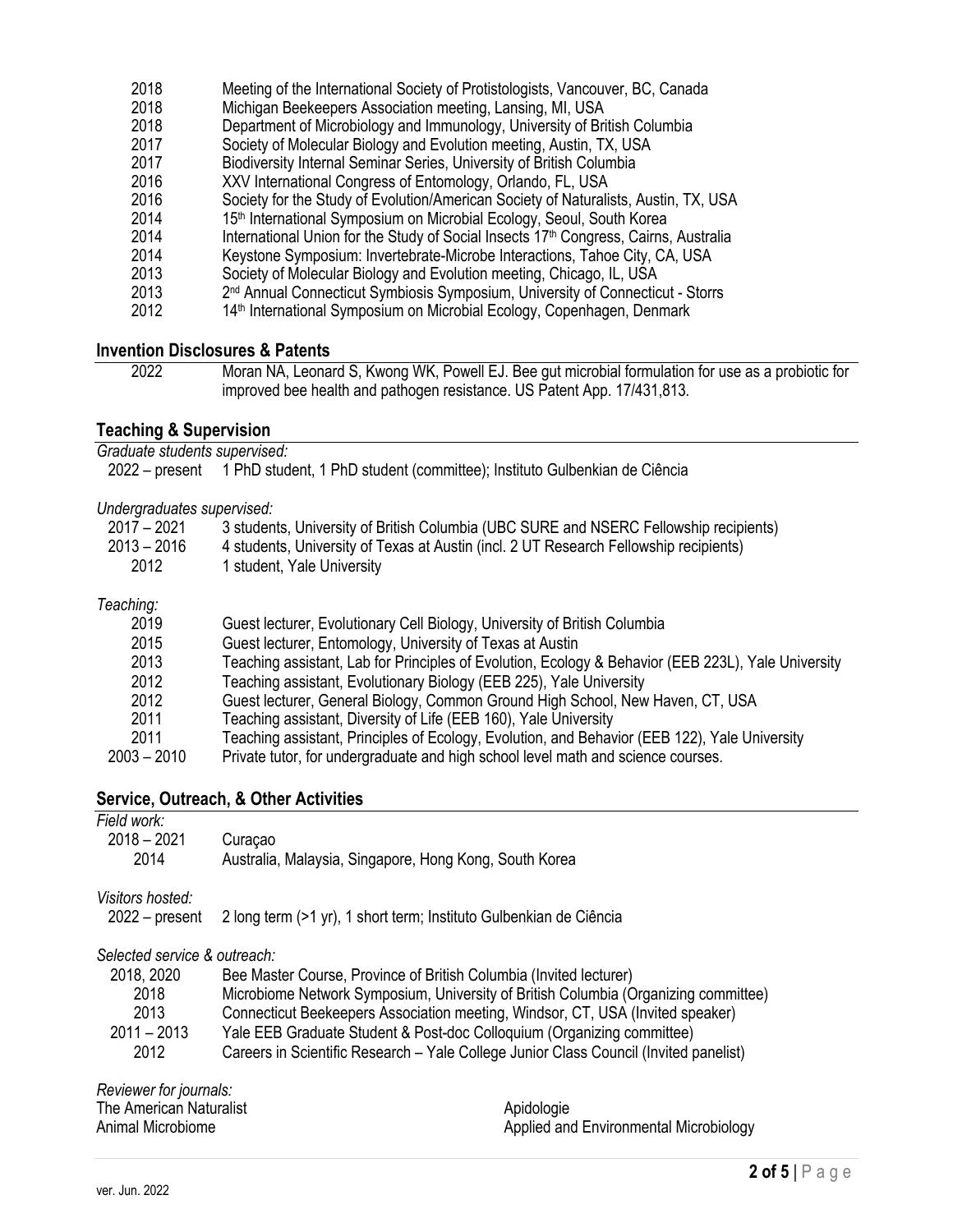2018 Meeting of the International Society of Protistologists, Vancouver, BC, Canada
2018 Michigan Beekeepers Association meeting, Lansing, MI, USA
2018 Department of Microbiology and Immunology, University of British Columbia
2017 Society of Molecular Biology and Evolution meeting, Austin, TX, USA
2017 Biodiversity Internal Seminar Series, University of British Columbia
2016 XXV International Congress of Entomology, Orlando, FL, USA
2016 Society for the Study of Evolution/American Society of Naturalists, Austin, TX, USA
2014 15th International Symposium on Microbial Ecology, Seoul, South Korea
2014 International Union for the Study of Social Insects 17th Congress, Cairns, Australia
2014 Keystone Symposium: Invertebrate-Microbe Interactions, Tahoe City, CA, USA
2013 Society of Molecular Biology and Evolution meeting, Chicago, IL, USA
2013 2nd Annual Connecticut Symbiosis Symposium, University of Connecticut - Storrs
2012 14th International Symposium on Microbial Ecology, Copenhagen, Denmark

## Invention Disclosures & Patents

2022 Moran NA, Leonard S, Kwong WK, Powell EJ. Bee gut microbial formulation for use as a probiotic for improved bee health and pathogen resistance. US Patent App. 17/431,813.

## Teaching & Supervision

*Graduate students supervised:*

2022 – present 1 PhD student, 1 PhD student (committee); Instituto Gulbenkian de Ciência

*Undergraduates supervised:*

2017 – 2021 3 students, University of British Columbia (UBC SURE and NSERC Fellowship recipients)
2013 – 2016 4 students, University of Texas at Austin (incl. 2 UT Research Fellowship recipients)
2012 1 student, Yale University

*Teaching:*

2019 Guest lecturer, Evolutionary Cell Biology, University of British Columbia
2015 Guest lecturer, Entomology, University of Texas at Austin
2013 Teaching assistant, Lab for Principles of Evolution, Ecology & Behavior (EEB 223L), Yale University
2012 Teaching assistant, Evolutionary Biology (EEB 225), Yale University
2012 Guest lecturer, General Biology, Common Ground High School, New Haven, CT, USA
2011 Teaching assistant, Diversity of Life (EEB 160), Yale University
2011 Teaching assistant, Principles of Ecology, Evolution, and Behavior (EEB 122), Yale University
2003 – 2010 Private tutor, for undergraduate and high school level math and science courses.

## Service, Outreach, & Other Activities

*Field work:*

2018 – 2021 Curaçao
2014 Australia, Malaysia, Singapore, Hong Kong, South Korea

*Visitors hosted:*

2022 – present 2 long term (>1 yr), 1 short term; Instituto Gulbenkian de Ciência

*Selected service & outreach:*

2018, 2020 Bee Master Course, Province of British Columbia (Invited lecturer)
2018 Microbiome Network Symposium, University of British Columbia (Organizing committee)
2013 Connecticut Beekeepers Association meeting, Windsor, CT, USA (Invited speaker)
2011 – 2013 Yale EEB Graduate Student & Post-doc Colloquium (Organizing committee)
2012 Careers in Scientific Research – Yale College Junior Class Council (Invited panelist)

*Reviewer for journals:*

The American Naturalist
Animal Microbiome
Apidologie
Applied and Environmental Microbiology

ver. Jun. 2022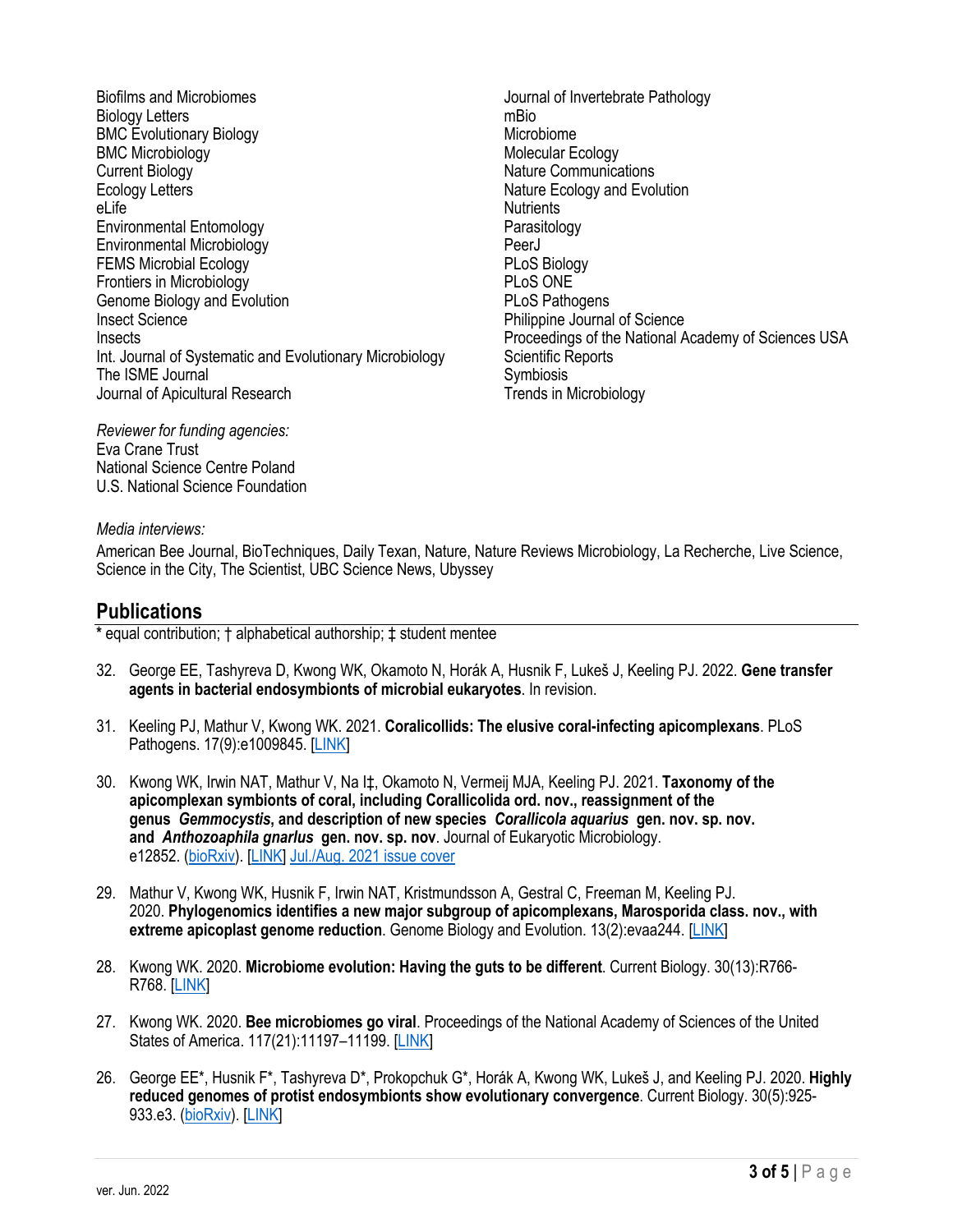- Biofilms and Microbiomes
- Biology Letters
- BMC Evolutionary Biology
- BMC Microbiology
- Current Biology
- Ecology Letters
- eLife
- Environmental Entomology
- Environmental Microbiology
- FEMS Microbial Ecology
- Frontiers in Microbiology
- Genome Biology and Evolution
- Insect Science
- Insects
- Int. Journal of Systematic and Evolutionary Microbiology
- The ISME Journal
- Journal of Apicultural Research
- Journal of Invertebrate Pathology
- mBio
- Microbiome
- Molecular Ecology
- Nature Communications
- Nature Ecology and Evolution
- Nutrients
- Parasitology
- PeerJ
- PLoS Biology
- PLoS ONE
- PLoS Pathogens
- Philippine Journal of Science
- Proceedings of the National Academy of Sciences USA
- Scientific Reports
- Symbiosis
- Trends in Microbiology

*Reviewer for funding agencies:*
Eva Crane Trust
National Science Centre Poland
U.S. National Science Foundation

*Media interviews:*
American Bee Journal, BioTechniques, Daily Texan, Nature, Nature Reviews Microbiology, La Recherche, Live Science, Science in the City, The Scientist, UBC Science News, Ubyssey

## Publications

**\*** equal contribution; † alphabetical authorship; ‡ student mentee

32. George EE, Tashyreva D, Kwong WK, Okamoto N, Horák A, Husnik F, Lukeš J, Keeling PJ. 2022. **Gene transfer agents in bacterial endosymbionts of microbial eukaryotes**. In revision.

31. Keeling PJ, Mathur V, Kwong WK. 2021. **Coralicollids: The elusive coral-infecting apicomplexans**. PLoS Pathogens. 17(9):e1009845. [LINK]

30. Kwong WK, Irwin NAT, Mathur V, Na I‡, Okamoto N, Vermeij MJA, Keeling PJ. 2021. **Taxonomy of the apicomplexan symbionts of coral, including Corallicolida ord. nov., reassignment of the genus *Gemmocystis*, and description of new species *Corallicola aquarius* gen. nov. sp. nov. and *Anthozoaphila gnarlus* gen. nov. sp. nov**. Journal of Eukaryotic Microbiology. e12852. (bioRxiv). [LINK] Jul./Aug. 2021 issue cover

29. Mathur V, Kwong WK, Husnik F, Irwin NAT, Kristmundsson A, Gestral C, Freeman M, Keeling PJ. 2020. **Phylogenomics identifies a new major subgroup of apicomplexans, Marosporida class. nov., with extreme apicoplast genome reduction**. Genome Biology and Evolution. 13(2):evaa244. [LINK]

28. Kwong WK. 2020. **Microbiome evolution: Having the guts to be different**. Current Biology. 30(13):R766-R768. [LINK]

27. Kwong WK. 2020. **Bee microbiomes go viral**. Proceedings of the National Academy of Sciences of the United States of America. 117(21):11197–11199. [LINK]

26. George EE\*, Husnik F\*, Tashyreva D\*, Prokopchuk G\*, Horák A, Kwong WK, Lukeš J, and Keeling PJ. 2020. **Highly reduced genomes of protist endosymbionts show evolutionary convergence**. Current Biology. 30(5):925-933.e3. (bioRxiv). [LINK]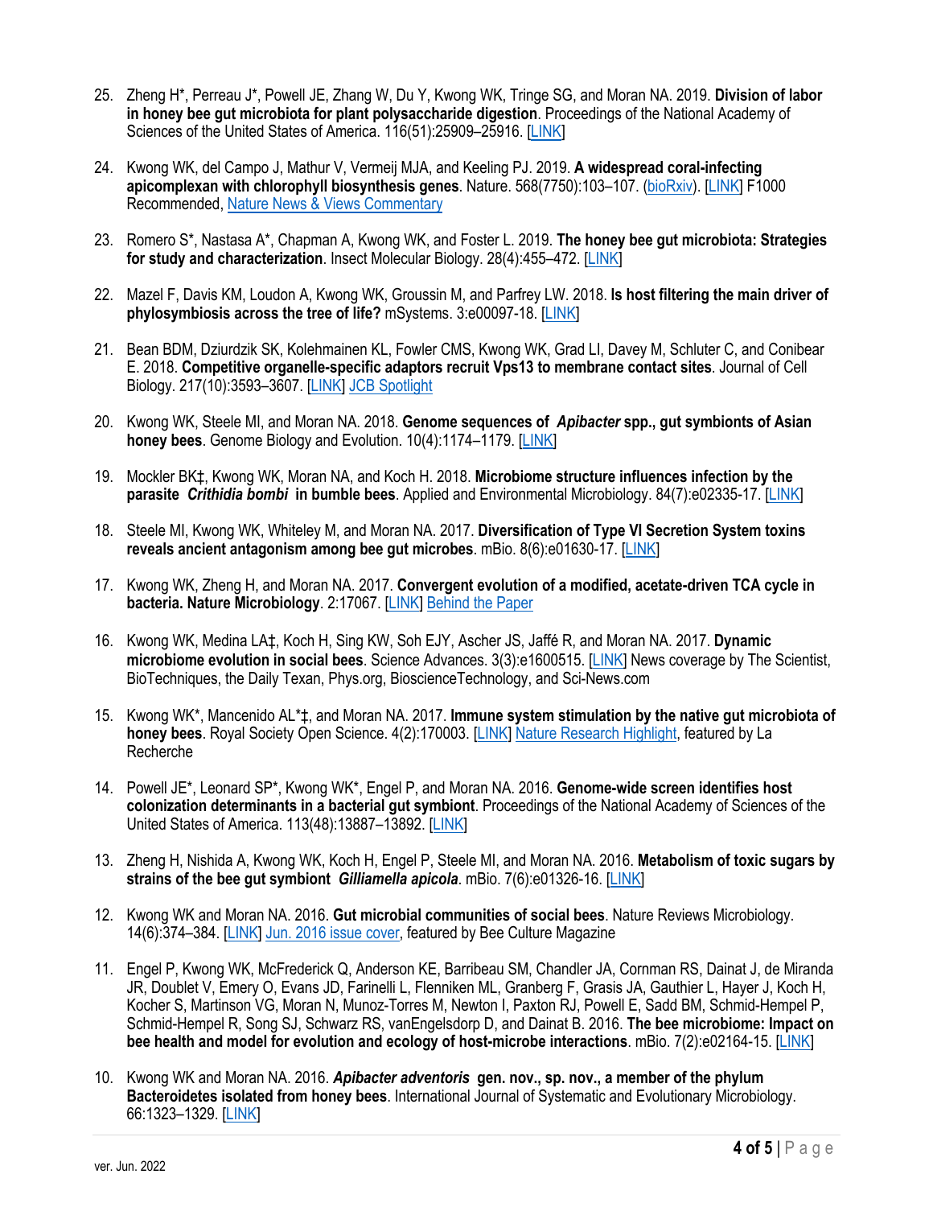25. Zheng H*, Perreau J*, Powell JE, Zhang W, Du Y, Kwong WK, Tringe SG, and Moran NA. 2019. **Division of labor in honey bee gut microbiota for plant polysaccharide digestion**. Proceedings of the National Academy of Sciences of the United States of America. 116(51):25909–25916. [LINK]

24. Kwong WK, del Campo J, Mathur V, Vermeij MJA, and Keeling PJ. 2019. **A widespread coral-infecting apicomplexan with chlorophyll biosynthesis genes**. Nature. 568(7750):103–107. (bioRxiv). [LINK] F1000 Recommended, Nature News & Views Commentary

23. Romero S*, Nastasa A*, Chapman A, Kwong WK, and Foster L. 2019. **The honey bee gut microbiota: Strategies for study and characterization**. Insect Molecular Biology. 28(4):455–472. [LINK]

22. Mazel F, Davis KM, Loudon A, Kwong WK, Groussin M, and Parfrey LW. 2018. **Is host filtering the main driver of phylosymbiosis across the tree of life?** mSystems. 3:e00097-18. [LINK]

21. Bean BDM, Dziurdzik SK, Kolehmainen KL, Fowler CMS, Kwong WK, Grad LI, Davey M, Schluter C, and Conibear E. 2018. **Competitive organelle-specific adaptors recruit Vps13 to membrane contact sites**. Journal of Cell Biology. 217(10):3593–3607. [LINK] JCB Spotlight

20. Kwong WK, Steele MI, and Moran NA. 2018. **Genome sequences of *Apibacter* spp., gut symbionts of Asian honey bees**. Genome Biology and Evolution. 10(4):1174–1179. [LINK]

19. Mockler BK‡, Kwong WK, Moran NA, and Koch H. 2018. **Microbiome structure influences infection by the parasite *Crithidia bombi* in bumble bees**. Applied and Environmental Microbiology. 84(7):e02335-17. [LINK]

18. Steele MI, Kwong WK, Whiteley M, and Moran NA. 2017. **Diversification of Type VI Secretion System toxins reveals ancient antagonism among bee gut microbes**. mBio. 8(6):e01630-17. [LINK]

17. Kwong WK, Zheng H, and Moran NA. 2017. **Convergent evolution of a modified, acetate-driven TCA cycle in bacteria. Nature Microbiology**. 2:17067. [LINK] Behind the Paper

16. Kwong WK, Medina LA‡, Koch H, Sing KW, Soh EJY, Ascher JS, Jaffé R, and Moran NA. 2017. **Dynamic microbiome evolution in social bees**. Science Advances. 3(3):e1600515. [LINK] News coverage by The Scientist, BioTechniques, the Daily Texan, Phys.org, BioscienceTechnology, and Sci-News.com

15. Kwong WK*, Mancenido AL*‡, and Moran NA. 2017. **Immune system stimulation by the native gut microbiota of honey bees**. Royal Society Open Science. 4(2):170003. [LINK] Nature Research Highlight, featured by La Recherche

14. Powell JE*, Leonard SP*, Kwong WK*, Engel P, and Moran NA. 2016. **Genome-wide screen identifies host colonization determinants in a bacterial gut symbiont**. Proceedings of the National Academy of Sciences of the United States of America. 113(48):13887–13892. [LINK]

13. Zheng H, Nishida A, Kwong WK, Koch H, Engel P, Steele MI, and Moran NA. 2016. **Metabolism of toxic sugars by strains of the bee gut symbiont *Gilliamella apicola***. mBio. 7(6):e01326-16. [LINK]

12. Kwong WK and Moran NA. 2016. **Gut microbial communities of social bees**. Nature Reviews Microbiology. 14(6):374–384. [LINK] Jun. 2016 issue cover, featured by Bee Culture Magazine

11. Engel P, Kwong WK, McFrederick Q, Anderson KE, Barribeau SM, Chandler JA, Cornman RS, Dainat J, de Miranda JR, Doublet V, Emery O, Evans JD, Farinelli L, Flenniken ML, Granberg F, Grasis JA, Gauthier L, Hayer J, Koch H, Kocher S, Martinson VG, Moran N, Munoz-Torres M, Newton I, Paxton RJ, Powell E, Sadd BM, Schmid-Hempel P, Schmid-Hempel R, Song SJ, Schwarz RS, vanEngelsdorp D, and Dainat B. 2016. **The bee microbiome: Impact on bee health and model for evolution and ecology of host-microbe interactions**. mBio. 7(2):e02164-15. [LINK]

10. Kwong WK and Moran NA. 2016. ***Apibacter adventoris* gen. nov., sp. nov., a member of the phylum Bacteroidetes isolated from honey bees**. International Journal of Systematic and Evolutionary Microbiology. 66:1323–1329. [LINK]

ver. Jun. 2022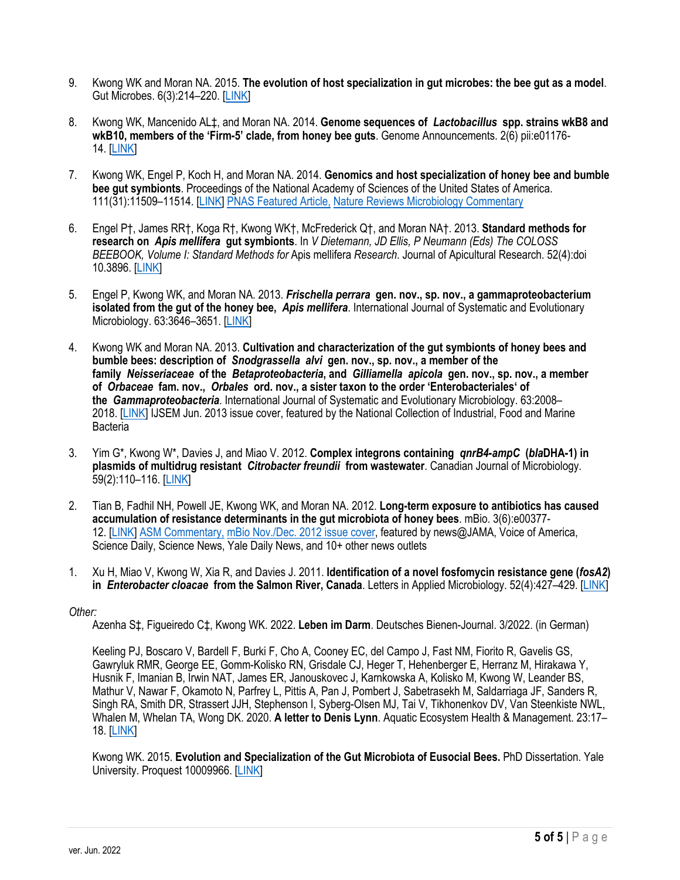9. Kwong WK and Moran NA. 2015. **The evolution of host specialization in gut microbes: the bee gut as a model**. Gut Microbes. 6(3):214–220. [LINK]

8. Kwong WK, Mancenido AL‡, and Moran NA. 2014. **Genome sequences of *Lactobacillus* spp. strains wkB8 and wkB10, members of the 'Firm-5' clade, from honey bee guts**. Genome Announcements. 2(6) pii:e01176-14. [LINK]

7. Kwong WK, Engel P, Koch H, and Moran NA. 2014. **Genomics and host specialization of honey bee and bumble bee gut symbionts**. Proceedings of the National Academy of Sciences of the United States of America. 111(31):11509–11514. [LINK] PNAS Featured Article, Nature Reviews Microbiology Commentary

6. Engel P†, James RR†, Koga R†, Kwong WK†, McFrederick Q†, and Moran NA†. 2013. **Standard methods for research on *Apis mellifera* gut symbionts**. In *V Dietemann, JD Ellis, P Neumann (Eds) The COLOSS BEEBOOK, Volume I: Standard Methods for* Apis mellifera *Research*. Journal of Apicultural Research. 52(4):doi 10.3896. [LINK]

5. Engel P, Kwong WK, and Moran NA. 2013. ***Frischella perrara* gen. nov., sp. nov., a gammaproteobacterium isolated from the gut of the honey bee, *Apis mellifera***. International Journal of Systematic and Evolutionary Microbiology. 63:3646–3651. [LINK]

4. Kwong WK and Moran NA. 2013. **Cultivation and characterization of the gut symbionts of honey bees and bumble bees: description of *Snodgrassella alvi* gen. nov., sp. nov., a member of the family *Neisseriaceae* of the *Betaproteobacteria*, and *Gilliamella apicola* gen. nov., sp. nov., a member of *Orbaceae* fam. nov., *Orbales* ord. nov., a sister taxon to the order 'Enterobacteriales' of the *Gammaproteobacteria***. International Journal of Systematic and Evolutionary Microbiology. 63:2008–2018. [LINK] IJSEM Jun. 2013 issue cover, featured by the National Collection of Industrial, Food and Marine Bacteria

3. Yim G*, Kwong W*, Davies J, and Miao V. 2012. **Complex integrons containing *qnrB4-ampC* (*bla*DHA-1) in plasmids of multidrug resistant *Citrobacter freundii* from wastewater**. Canadian Journal of Microbiology. 59(2):110–116. [LINK]

2. Tian B, Fadhil NH, Powell JE, Kwong WK, and Moran NA. 2012. **Long-term exposure to antibiotics has caused accumulation of resistance determinants in the gut microbiota of honey bees**. mBio. 3(6):e00377-12. [LINK] ASM Commentary, mBio Nov./Dec. 2012 issue cover, featured by news@JAMA, Voice of America, Science Daily, Science News, Yale Daily News, and 10+ other news outlets

1. Xu H, Miao V, Kwong W, Xia R, and Davies J. 2011. **Identification of a novel fosfomycin resistance gene (*fosA2*) in *Enterobacter cloacae* from the Salmon River, Canada**. Letters in Applied Microbiology. 52(4):427–429. [LINK]

*Other:*

Azenha S‡, Figueiredo C‡, Kwong WK. 2022. **Leben im Darm**. Deutsches Bienen-Journal. 3/2022. (in German)

Keeling PJ, Boscaro V, Bardell F, Burki F, Cho A, Cooney EC, del Campo J, Fast NM, Fiorito R, Gavelis GS, Gawryluk RMR, George EE, Gomm-Kolisko RN, Grisdale CJ, Heger T, Hehenberger E, Herranz M, Hirakawa Y, Husnik F, Imanian B, Irwin NAT, James ER, Janouskovec J, Karnkowska A, Kolisko M, Kwong W, Leander BS, Mathur V, Nawar F, Okamoto N, Parfrey L, Pittis A, Pan J, Pombert J, Sabetrasekh M, Saldarriaga JF, Sanders R, Singh RA, Smith DR, Strassert JJH, Stephenson I, Syberg-Olsen MJ, Tai V, Tikhonenkov DV, Van Steenkiste NWL, Whalen M, Whelan TA, Wong DK. 2020. **A letter to Denis Lynn**. Aquatic Ecosystem Health & Management. 23:17–18. [LINK]

Kwong WK. 2015. **Evolution and Specialization of the Gut Microbiota of Eusocial Bees.** PhD Dissertation. Yale University. Proquest 10009966. [LINK]

ver. Jun. 2022